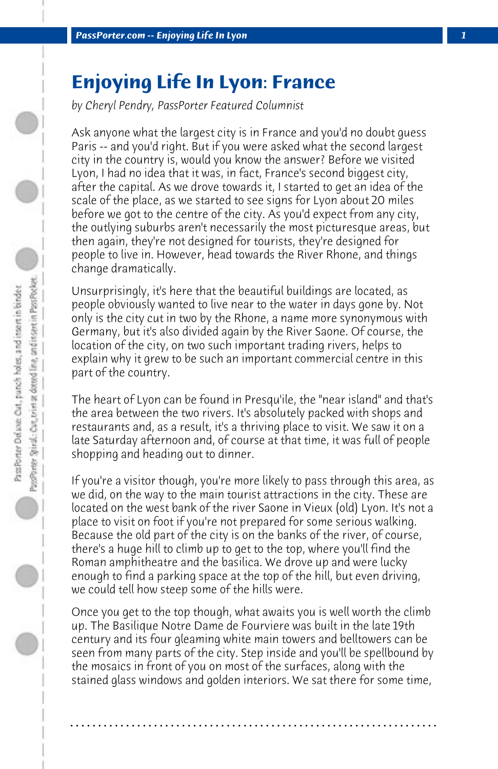# Enjoying Life In Lyon: France

*by Cheryl Pendry, PassPorter Featured Columnist*

Ask anyone what the largest city is in France and you'd no doubt guess Paris -- and you'd right. But if you were asked what the second largest city in the country is, would you know the answer? Before we visited Lyon, I had no idea that it was, in fact, France's second biggest city, after the capital. As we drove towards it, I started to get an idea of the scale of the place, as we started to see signs for Lyon about 20 miles before we got to the centre of the city. As you'd expect from any city, the outlying suburbs aren't necessarily the most picturesque areas, but then again, they're not designed for tourists, they're designed for people to live in. However, head towards the River Rhone, and things change dramatically.

Unsurprisingly, it's here that the beautiful buildings are located, as people obviously wanted to live near to the water in days gone by. Not only is the city cut in two by the Rhone, a name more synonymous with Germany, but it's also divided again by the River Saone. Of course, the location of the city, on two such important trading rivers, helps to explain why it grew to be such an important commercial centre in this part of the country.

The heart of Lyon can be found in Presqu'ile, the "near island" and that's the area between the two rivers. It's absolutely packed with shops and restaurants and, as a result, it's a thriving place to visit. We saw it on a late Saturday afternoon and, of course at that time, it was full of people shopping and heading out to dinner.

If you're a visitor though, you're more likely to pass through this area, as we did, on the way to the main tourist attractions in the city. These are located on the west bank of the river Saone in Vieux (old) Lyon. It's not a place to visit on foot if you're not prepared for some serious walking. Because the old part of the city is on the banks of the river, of course, there's a huge hill to climb up to get to the top, where you'll find the Roman amphitheatre and the basilica. We drove up and were lucky enough to find a parking space at the top of the hill, but even driving, we could tell how steep some of the hills were.

Once you get to the top though, what awaits you is well worth the climb up. The Basilique Notre Dame de Fourviere was built in the late 19th century and its four gleaming white main towers and belltowers can be seen from many parts of the city. Step inside and you'll be spellbound by the mosaics in front of you on most of the surfaces, along with the stained glass windows and golden interiors. We sat there for some time,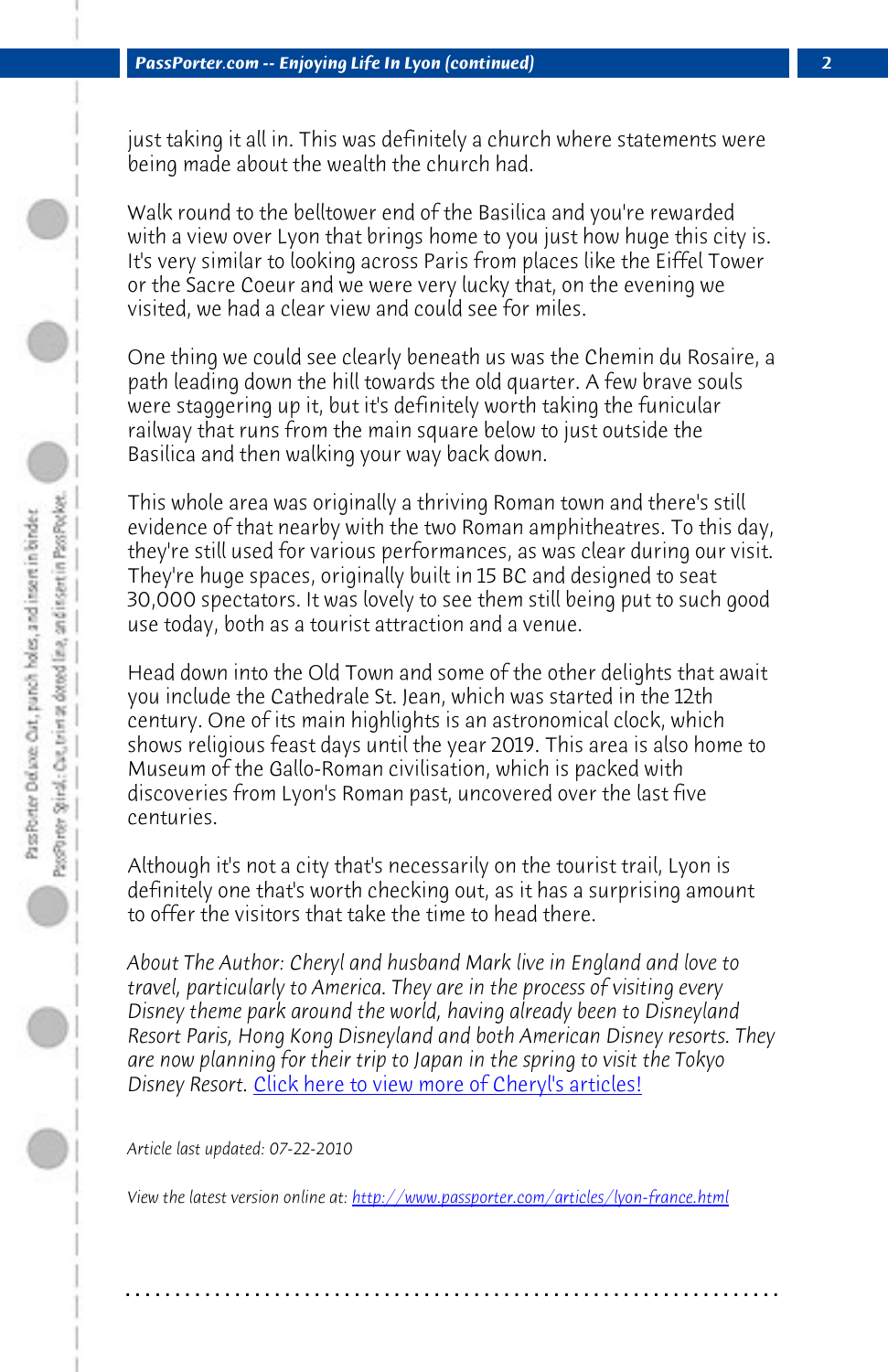just taking it all in. This was definitely a church where statements were being made about the wealth the church had.

Walk round to the belltower end of the Basilica and you're rewarded with a view over Lyon that brings home to you just how huge this city is. It's very similar to looking across Paris from places like the Eiffel Tower or the Sacre Coeur and we were very lucky that, on the evening we visited, we had a clear view and could see for miles.

One thing we could see clearly beneath us was the Chemin du Rosaire, a path leading down the hill towards the old quarter. A few brave souls were staggering up it, but it's definitely worth taking the funicular railway that runs from the main square below to just outside the Basilica and then walking your way back down.

This whole area was originally a thriving Roman town and there's still evidence of that nearby with the two Roman amphitheatres. To this day, they're still used for various performances, as was clear during our visit. They're huge spaces, originally built in 15 BC and designed to seat 30,000 spectators. It was lovely to see them still being put to such good use today, both as a tourist attraction and a venue.

Head down into the Old Town and some of the other delights that await you include the Cathedrale St. Jean, which was started in the 12th century. One of its main highlights is an astronomical clock, which shows religious feast days until the year 2019. This area is also home to Museum of the Gallo-Roman civilisation, which is packed with discoveries from Lyon's Roman past, uncovered over the last five centuries.

Although it's not a city that's necessarily on the tourist trail, Lyon is definitely one that's worth checking out, as it has a surprising amount to offer the visitors that take the time to head there.

*About The Author: Cheryl and husband Mark live in England and love to travel, particularly to America. They are in the process of visiting every Disney theme park around the world, having already been to Disneyland Resort Paris, Hong Kong Disneyland and both American Disney resorts. They are now planning for their trip to Japan in the spring to visit the Tokyo Disney Resort.* [Click here to view more of Cheryl's articles!]

*Article last updated: 07-22-2010*

*View the latest version online at:* http://www.passporter.com/articles/lyon-france.html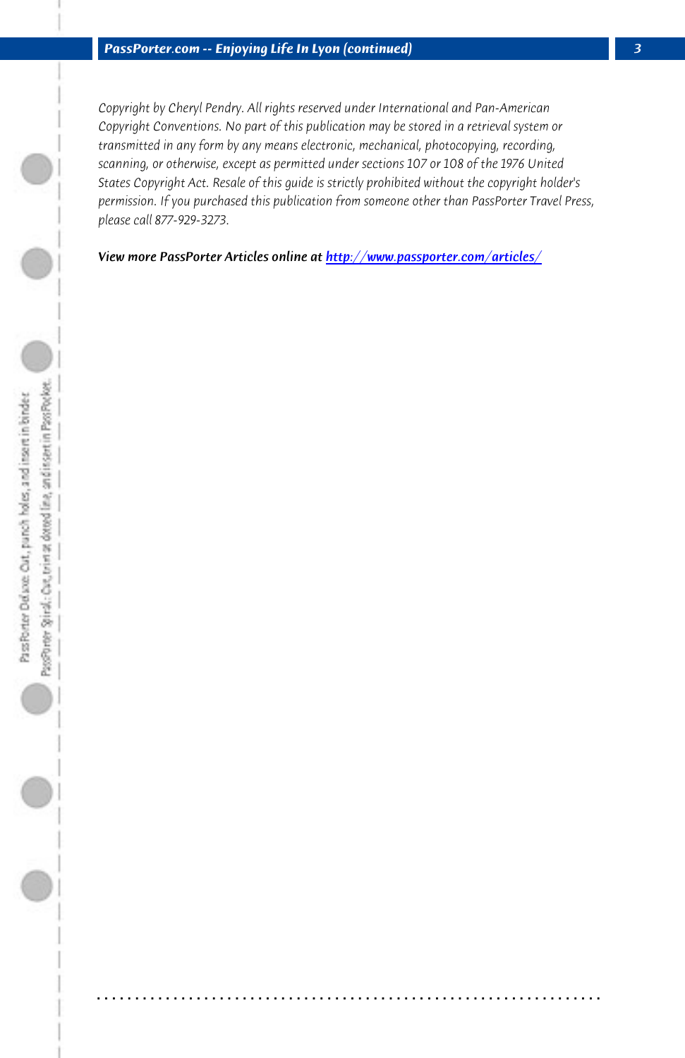*Copyright by Cheryl Pendry. All rights reserved under International and Pan-American Copyright Conventions. No part of this publication may be stored in a retrieval system or transmitted in any form by any means electronic, mechanical, photocopying, recording, scanning, or otherwise, except as permitted under sections 107 or 108 of the 1976 United States Copyright Act. Resale of this guide is strictly prohibited without the copyright holder's permission. If you purchased this publication from someone other than PassPorter Travel Press, please call 877-929-3273.*

***View more PassPorter Articles online at http://www.passporter.com/articles/***